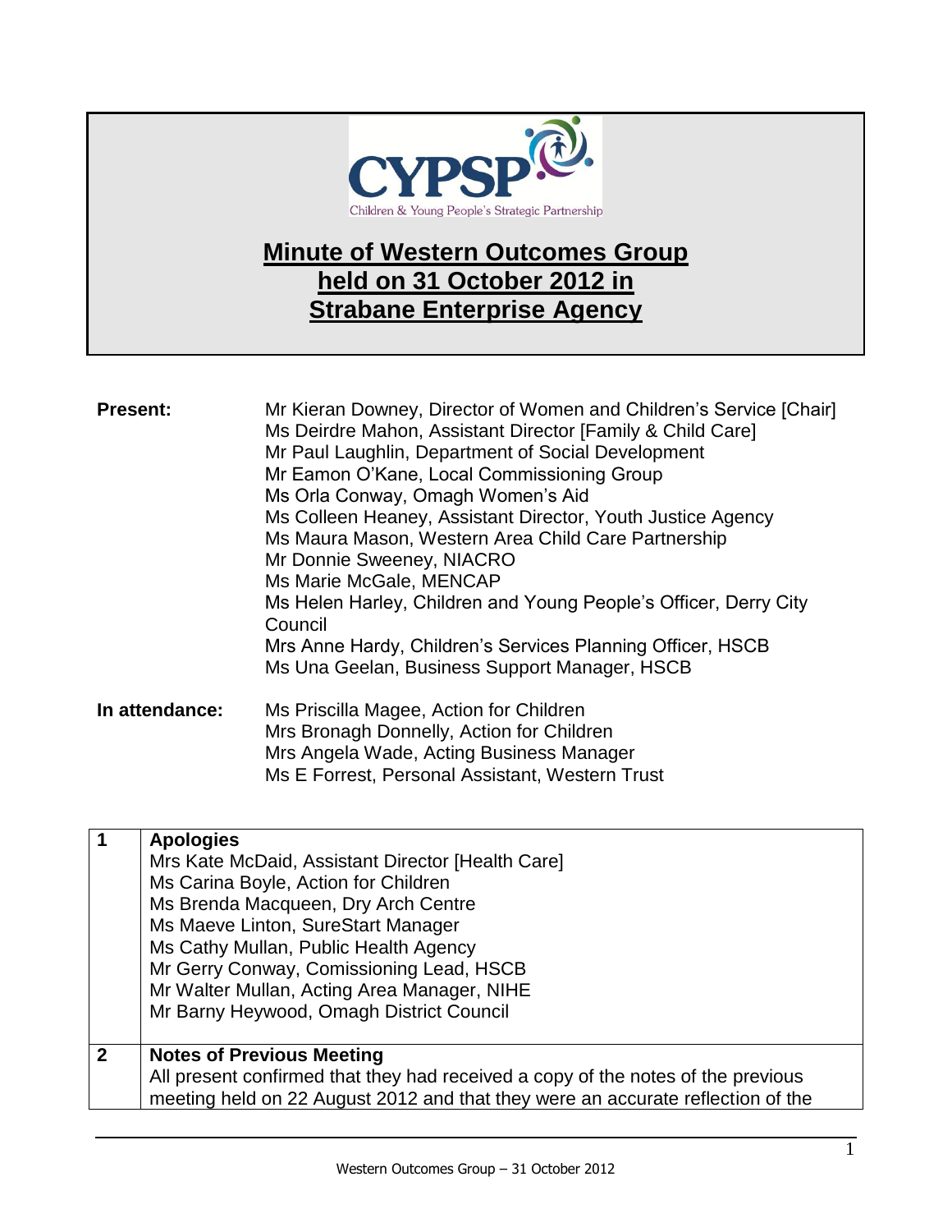CYPSP
Children & Young People's Strategic Partnership

# Minute of Western Outcomes Group held on 31 October 2012 in Strabane Enterprise Agency

**Present:**

Mr Kieran Downey, Director of Women and Children's Service [Chair]
Ms Deirdre Mahon, Assistant Director [Family & Child Care]
Mr Paul Laughlin, Department of Social Development
Mr Eamon O'Kane, Local Commissioning Group
Ms Orla Conway, Omagh Women's Aid
Ms Colleen Heaney, Assistant Director, Youth Justice Agency
Ms Maura Mason, Western Area Child Care Partnership
Mr Donnie Sweeney, NIACRO
Ms Marie McGale, MENCAP
Ms Helen Harley, Children and Young People's Officer, Derry City Council
Mrs Anne Hardy, Children's Services Planning Officer, HSCB
Ms Una Geelan, Business Support Manager, HSCB

**In attendance:**

Ms Priscilla Magee, Action for Children
Mrs Bronagh Donnelly, Action for Children
Mrs Angela Wade, Acting Business Manager
Ms E Forrest, Personal Assistant, Western Trust

| | |
|---|---|
| **1** | **Apologies**<br>Mrs Kate McDaid, Assistant Director [Health Care]<br>Ms Carina Boyle, Action for Children<br>Ms Brenda Macqueen, Dry Arch Centre<br>Ms Maeve Linton, SureStart Manager<br>Ms Cathy Mullan, Public Health Agency<br>Mr Gerry Conway, Comissioning Lead, HSCB<br>Mr Walter Mullan, Acting Area Manager, NIHE<br>Mr Barny Heywood, Omagh District Council |
| **2** | **Notes of Previous Meeting**<br>All present confirmed that they had received a copy of the notes of the previous meeting held on 22 August 2012 and that they were an accurate reflection of the |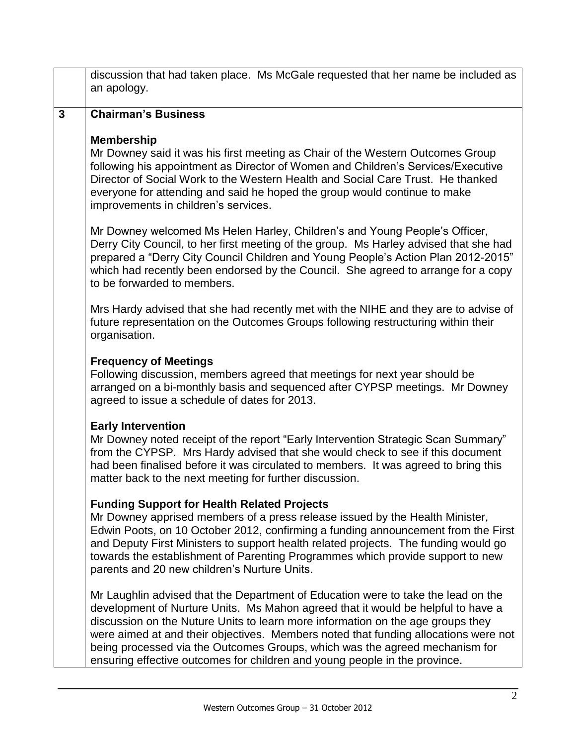discussion that had taken place. Ms McGale requested that her name be included as an apology.

**3 Chairman's Business**

**Membership**

Mr Downey said it was his first meeting as Chair of the Western Outcomes Group following his appointment as Director of Women and Children's Services/Executive Director of Social Work to the Western Health and Social Care Trust. He thanked everyone for attending and said he hoped the group would continue to make improvements in children's services.

Mr Downey welcomed Ms Helen Harley, Children's and Young People's Officer, Derry City Council, to her first meeting of the group. Ms Harley advised that she had prepared a "Derry City Council Children and Young People's Action Plan 2012-2015" which had recently been endorsed by the Council. She agreed to arrange for a copy to be forwarded to members.

Mrs Hardy advised that she had recently met with the NIHE and they are to advise of future representation on the Outcomes Groups following restructuring within their organisation.

**Frequency of Meetings**

Following discussion, members agreed that meetings for next year should be arranged on a bi-monthly basis and sequenced after CYPSP meetings. Mr Downey agreed to issue a schedule of dates for 2013.

**Early Intervention**

Mr Downey noted receipt of the report "Early Intervention Strategic Scan Summary" from the CYPSP. Mrs Hardy advised that she would check to see if this document had been finalised before it was circulated to members. It was agreed to bring this matter back to the next meeting for further discussion.

**Funding Support for Health Related Projects**

Mr Downey apprised members of a press release issued by the Health Minister, Edwin Poots, on 10 October 2012, confirming a funding announcement from the First and Deputy First Ministers to support health related projects. The funding would go towards the establishment of Parenting Programmes which provide support to new parents and 20 new children's Nurture Units.

Mr Laughlin advised that the Department of Education were to take the lead on the development of Nurture Units. Ms Mahon agreed that it would be helpful to have a discussion on the Nuture Units to learn more information on the age groups they were aimed at and their objectives. Members noted that funding allocations were not being processed via the Outcomes Groups, which was the agreed mechanism for ensuring effective outcomes for children and young people in the province.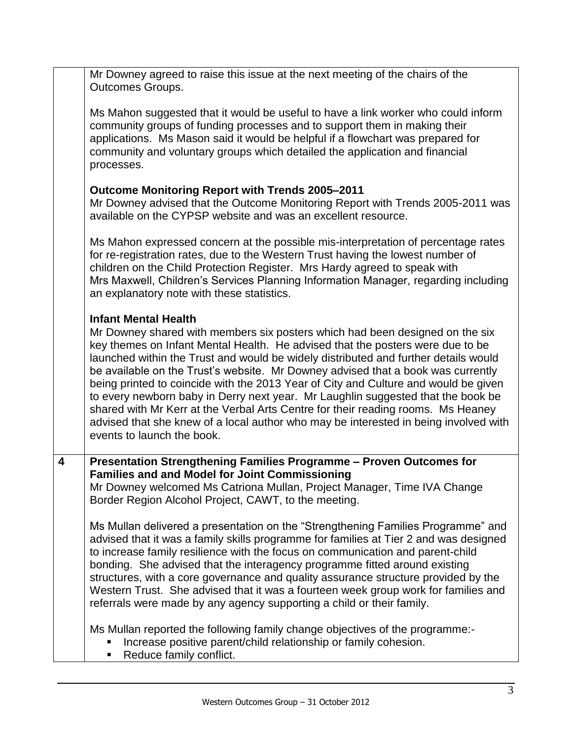Mr Downey agreed to raise this issue at the next meeting of the chairs of the Outcomes Groups.

Ms Mahon suggested that it would be useful to have a link worker who could inform community groups of funding processes and to support them in making their applications. Ms Mason said it would be helpful if a flowchart was prepared for community and voluntary groups which detailed the application and financial processes.

**Outcome Monitoring Report with Trends 2005–2011**

Mr Downey advised that the Outcome Monitoring Report with Trends 2005-2011 was available on the CYPSP website and was an excellent resource.

Ms Mahon expressed concern at the possible mis-interpretation of percentage rates for re-registration rates, due to the Western Trust having the lowest number of children on the Child Protection Register. Mrs Hardy agreed to speak with Mrs Maxwell, Children's Services Planning Information Manager, regarding including an explanatory note with these statistics.

**Infant Mental Health**

Mr Downey shared with members six posters which had been designed on the six key themes on Infant Mental Health. He advised that the posters were due to be launched within the Trust and would be widely distributed and further details would be available on the Trust's website. Mr Downey advised that a book was currently being printed to coincide with the 2013 Year of City and Culture and would be given to every newborn baby in Derry next year. Mr Laughlin suggested that the book be shared with Mr Kerr at the Verbal Arts Centre for their reading rooms. Ms Heaney advised that she knew of a local author who may be interested in being involved with events to launch the book.

**4 Presentation Strengthening Families Programme – Proven Outcomes for Families and and Model for Joint Commissioning**

Mr Downey welcomed Ms Catriona Mullan, Project Manager, Time IVA Change Border Region Alcohol Project, CAWT, to the meeting.

Ms Mullan delivered a presentation on the "Strengthening Families Programme" and advised that it was a family skills programme for families at Tier 2 and was designed to increase family resilience with the focus on communication and parent-child bonding. She advised that the interagency programme fitted around existing structures, with a core governance and quality assurance structure provided by the Western Trust. She advised that it was a fourteen week group work for families and referrals were made by any agency supporting a child or their family.

Ms Mullan reported the following family change objectives of the programme:-

- Increase positive parent/child relationship or family cohesion.
- Reduce family conflict.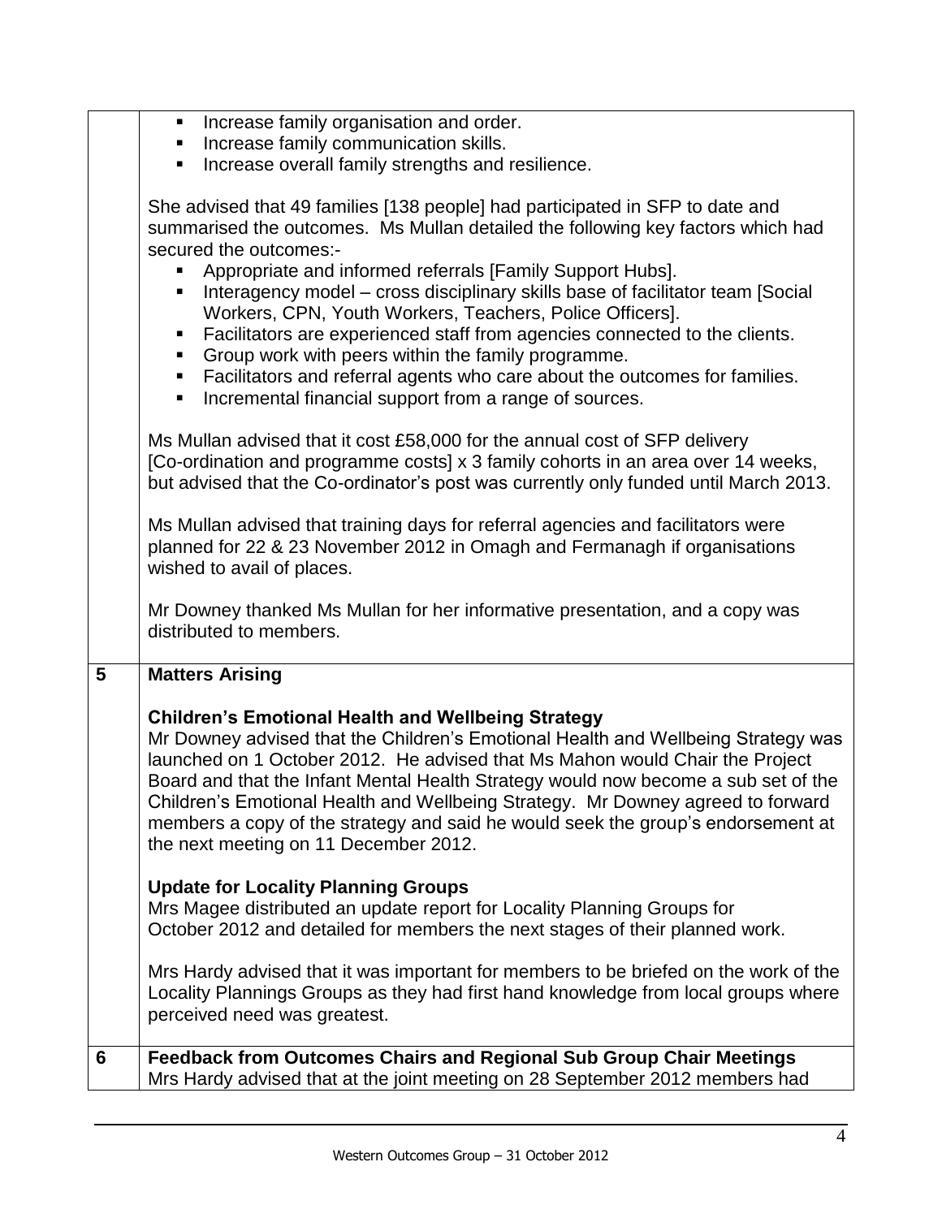| | |
|---|---|
| | ▪ Increase family organisation and order.<br>▪ Increase family communication skills.<br>▪ Increase overall family strengths and resilience.<br><br>She advised that 49 families [138 people] had participated in SFP to date and summarised the outcomes. Ms Mullan detailed the following key factors which had secured the outcomes:-<br>▪ Appropriate and informed referrals [Family Support Hubs].<br>▪ Interagency model – cross disciplinary skills base of facilitator team [Social Workers, CPN, Youth Workers, Teachers, Police Officers].<br>▪ Facilitators are experienced staff from agencies connected to the clients.<br>▪ Group work with peers within the family programme.<br>▪ Facilitators and referral agents who care about the outcomes for families.<br>▪ Incremental financial support from a range of sources.<br><br>Ms Mullan advised that it cost £58,000 for the annual cost of SFP delivery [Co-ordination and programme costs] x 3 family cohorts in an area over 14 weeks, but advised that the Co-ordinator's post was currently only funded until March 2013.<br><br>Ms Mullan advised that training days for referral agencies and facilitators were planned for 22 & 23 November 2012 in Omagh and Fermanagh if organisations wished to avail of places.<br><br>Mr Downey thanked Ms Mullan for her informative presentation, and a copy was distributed to members. |
| **5** | **Matters Arising**<br><br>**Children's Emotional Health and Wellbeing Strategy**<br>Mr Downey advised that the Children's Emotional Health and Wellbeing Strategy was launched on 1 October 2012. He advised that Ms Mahon would Chair the Project Board and that the Infant Mental Health Strategy would now become a sub set of the Children's Emotional Health and Wellbeing Strategy. Mr Downey agreed to forward members a copy of the strategy and said he would seek the group's endorsement at the next meeting on 11 December 2012.<br><br>**Update for Locality Planning Groups**<br>Mrs Magee distributed an update report for Locality Planning Groups for October 2012 and detailed for members the next stages of their planned work.<br><br>Mrs Hardy advised that it was important for members to be briefed on the work of the Locality Plannings Groups as they had first hand knowledge from local groups where perceived need was greatest. |
| **6** | **Feedback from Outcomes Chairs and Regional Sub Group Chair Meetings**<br>Mrs Hardy advised that at the joint meeting on 28 September 2012 members had |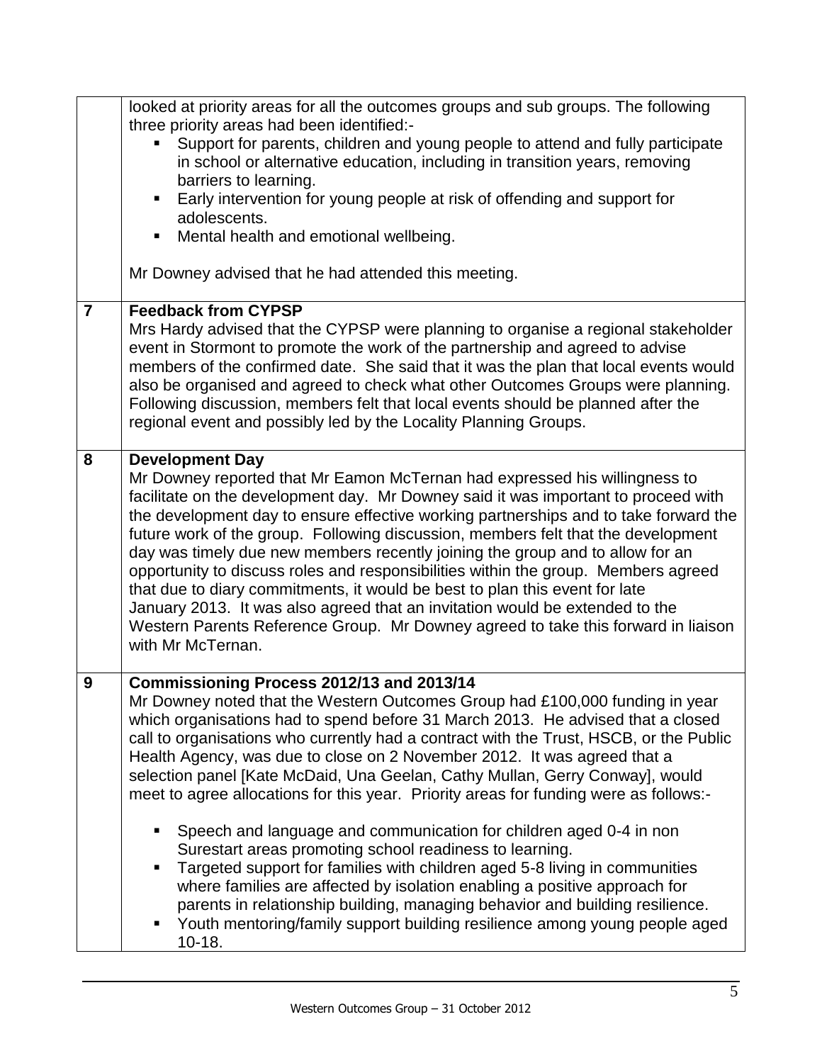|   |   |
|---|---|
|   | looked at priority areas for all the outcomes groups and sub groups. The following three priority areas had been identified:-<br>▪ Support for parents, children and young people to attend and fully participate in school or alternative education, including in transition years, removing barriers to learning.<br>▪ Early intervention for young people at risk of offending and support for adolescents.<br>▪ Mental health and emotional wellbeing.<br><br>Mr Downey advised that he had attended this meeting. |
| **7** | **Feedback from CYPSP**<br>Mrs Hardy advised that the CYPSP were planning to organise a regional stakeholder event in Stormont to promote the work of the partnership and agreed to advise members of the confirmed date. She said that it was the plan that local events would also be organised and agreed to check what other Outcomes Groups were planning. Following discussion, members felt that local events should be planned after the regional event and possibly led by the Locality Planning Groups. |
| **8** | **Development Day**<br>Mr Downey reported that Mr Eamon McTernan had expressed his willingness to facilitate on the development day. Mr Downey said it was important to proceed with the development day to ensure effective working partnerships and to take forward the future work of the group. Following discussion, members felt that the development day was timely due new members recently joining the group and to allow for an opportunity to discuss roles and responsibilities within the group. Members agreed that due to diary commitments, it would be best to plan this event for late January 2013. It was also agreed that an invitation would be extended to the Western Parents Reference Group. Mr Downey agreed to take this forward in liaison with Mr McTernan. |
| **9** | **Commissioning Process 2012/13 and 2013/14**<br>Mr Downey noted that the Western Outcomes Group had £100,000 funding in year which organisations had to spend before 31 March 2013. He advised that a closed call to organisations who currently had a contract with the Trust, HSCB, or the Public Health Agency, was due to close on 2 November 2012. It was agreed that a selection panel [Kate McDaid, Una Geelan, Cathy Mullan, Gerry Conway], would meet to agree allocations for this year. Priority areas for funding were as follows:-<br><br>▪ Speech and language and communication for children aged 0-4 in non Surestart areas promoting school readiness to learning.<br>▪ Targeted support for families with children aged 5-8 living in communities where families are affected by isolation enabling a positive approach for parents in relationship building, managing behavior and building resilience.<br>▪ Youth mentoring/family support building resilience among young people aged 10-18. |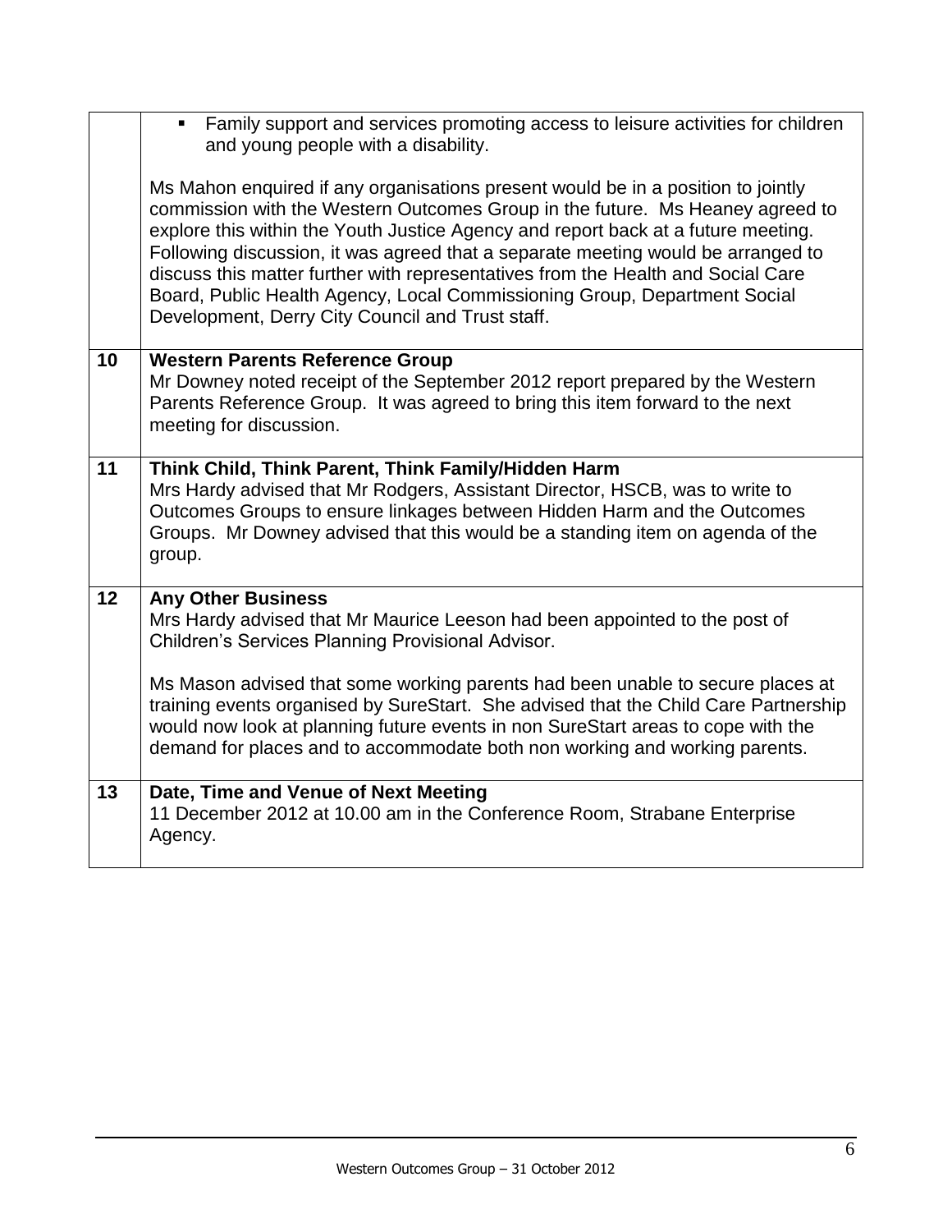| | |
|---|---|
| | ▪ Family support and services promoting access to leisure activities for children and young people with a disability.<br><br>Ms Mahon enquired if any organisations present would be in a position to jointly commission with the Western Outcomes Group in the future. Ms Heaney agreed to explore this within the Youth Justice Agency and report back at a future meeting. Following discussion, it was agreed that a separate meeting would be arranged to discuss this matter further with representatives from the Health and Social Care Board, Public Health Agency, Local Commissioning Group, Department Social Development, Derry City Council and Trust staff. |
| **10** | **Western Parents Reference Group**<br>Mr Downey noted receipt of the September 2012 report prepared by the Western Parents Reference Group. It was agreed to bring this item forward to the next meeting for discussion. |
| **11** | **Think Child, Think Parent, Think Family/Hidden Harm**<br>Mrs Hardy advised that Mr Rodgers, Assistant Director, HSCB, was to write to Outcomes Groups to ensure linkages between Hidden Harm and the Outcomes Groups. Mr Downey advised that this would be a standing item on agenda of the group. |
| **12** | **Any Other Business**<br>Mrs Hardy advised that Mr Maurice Leeson had been appointed to the post of Children's Services Planning Provisional Advisor.<br><br>Ms Mason advised that some working parents had been unable to secure places at training events organised by SureStart. She advised that the Child Care Partnership would now look at planning future events in non SureStart areas to cope with the demand for places and to accommodate both non working and working parents. |
| **13** | **Date, Time and Venue of Next Meeting**<br>11 December 2012 at 10.00 am in the Conference Room, Strabane Enterprise Agency. |